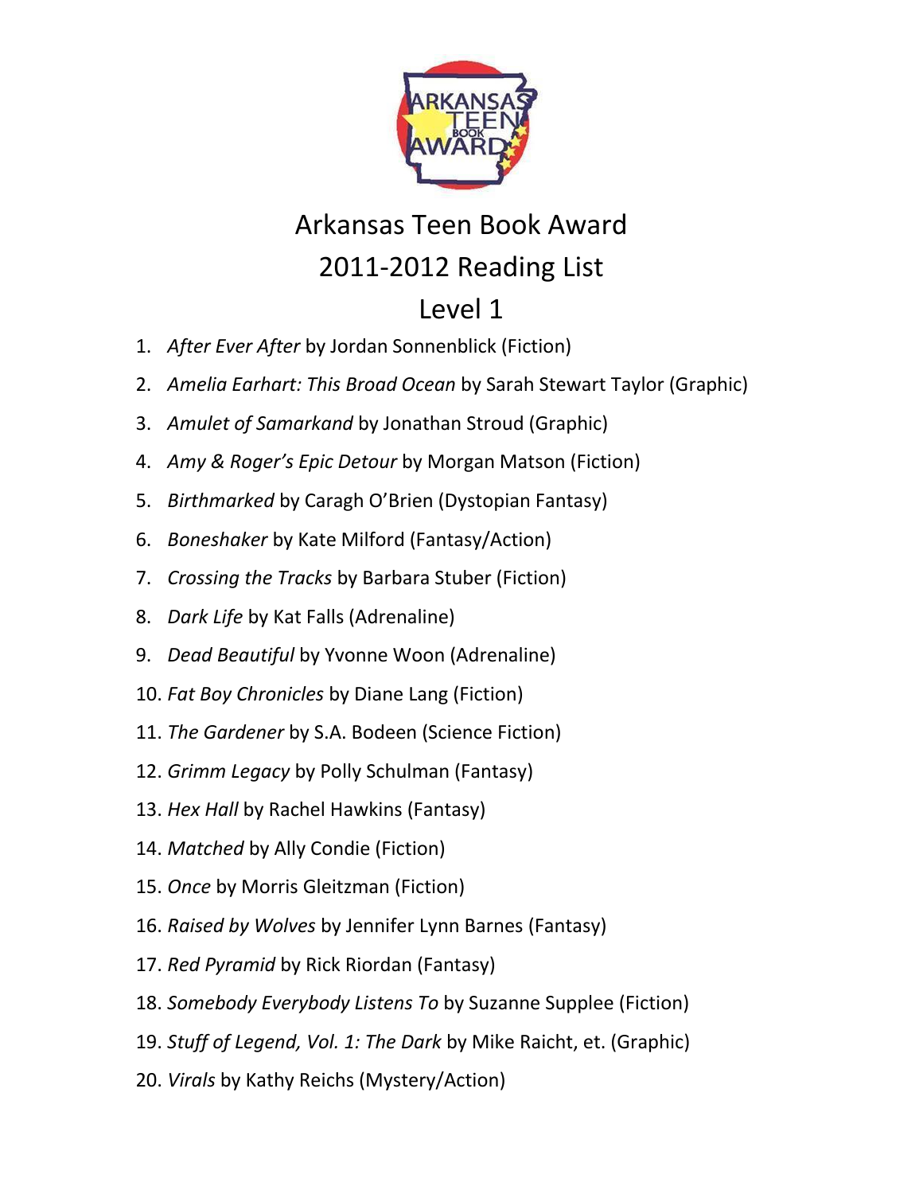# Arkansas Teen Book Award

## 2011-2012 Reading List

## Level 1

1. *After Ever After* by Jordan Sonnenblick (Fiction)
2. *Amelia Earhart: This Broad Ocean* by Sarah Stewart Taylor (Graphic)
3. *Amulet of Samarkand* by Jonathan Stroud (Graphic)
4. *Amy & Roger's Epic Detour* by Morgan Matson (Fiction)
5. *Birthmarked* by Caragh O'Brien (Dystopian Fantasy)
6. *Boneshaker* by Kate Milford (Fantasy/Action)
7. *Crossing the Tracks* by Barbara Stuber (Fiction)
8. *Dark Life* by Kat Falls (Adrenaline)
9. *Dead Beautiful* by Yvonne Woon (Adrenaline)
10. *Fat Boy Chronicles* by Diane Lang (Fiction)
11. *The Gardener* by S.A. Bodeen (Science Fiction)
12. *Grimm Legacy* by Polly Schulman (Fantasy)
13. *Hex Hall* by Rachel Hawkins (Fantasy)
14. *Matched* by Ally Condie (Fiction)
15. *Once* by Morris Gleitzman (Fiction)
16. *Raised by Wolves* by Jennifer Lynn Barnes (Fantasy)
17. *Red Pyramid* by Rick Riordan (Fantasy)
18. *Somebody Everybody Listens To* by Suzanne Supplee (Fiction)
19. *Stuff of Legend, Vol. 1: The Dark* by Mike Raicht, et. (Graphic)
20. *Virals* by Kathy Reichs (Mystery/Action)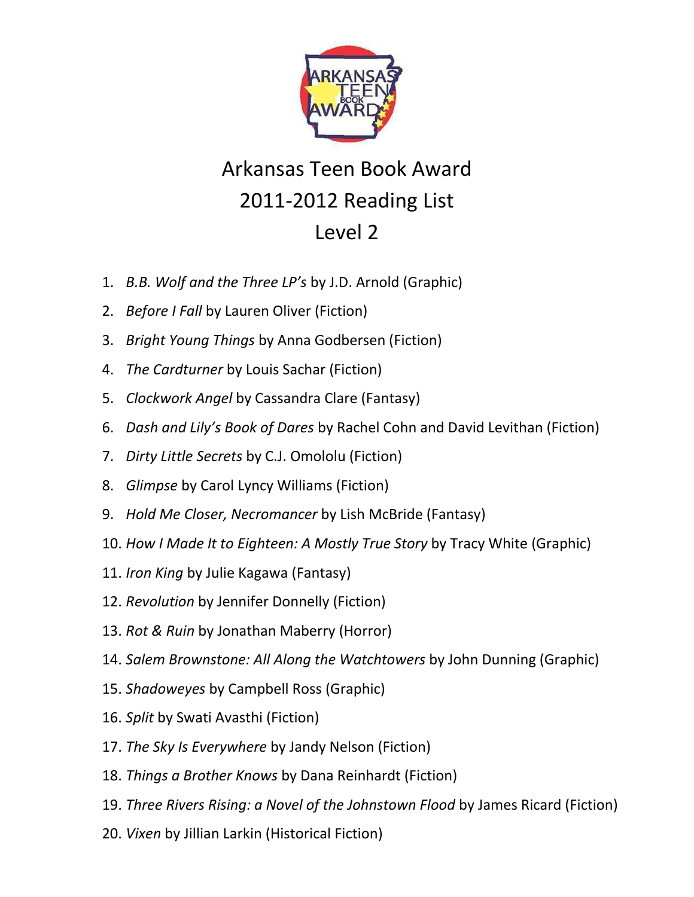# Arkansas Teen Book Award
# 2011-2012 Reading List
# Level 2

1. *B.B. Wolf and the Three LP's* by J.D. Arnold (Graphic)
2. *Before I Fall* by Lauren Oliver (Fiction)
3. *Bright Young Things* by Anna Godbersen (Fiction)
4. *The Cardturner* by Louis Sachar (Fiction)
5. *Clockwork Angel* by Cassandra Clare (Fantasy)
6. *Dash and Lily's Book of Dares* by Rachel Cohn and David Levithan (Fiction)
7. *Dirty Little Secrets* by C.J. Omololu (Fiction)
8. *Glimpse* by Carol Lyncy Williams (Fiction)
9. *Hold Me Closer, Necromancer* by Lish McBride (Fantasy)
10. *How I Made It to Eighteen: A Mostly True Story* by Tracy White (Graphic)
11. *Iron King* by Julie Kagawa (Fantasy)
12. *Revolution* by Jennifer Donnelly (Fiction)
13. *Rot & Ruin* by Jonathan Maberry (Horror)
14. *Salem Brownstone: All Along the Watchtowers* by John Dunning (Graphic)
15. *Shadoweyes* by Campbell Ross (Graphic)
16. *Split* by Swati Avasthi (Fiction)
17. *The Sky Is Everywhere* by Jandy Nelson (Fiction)
18. *Things a Brother Knows* by Dana Reinhardt (Fiction)
19. *Three Rivers Rising: a Novel of the Johnstown Flood* by James Ricard (Fiction)
20. *Vixen* by Jillian Larkin (Historical Fiction)